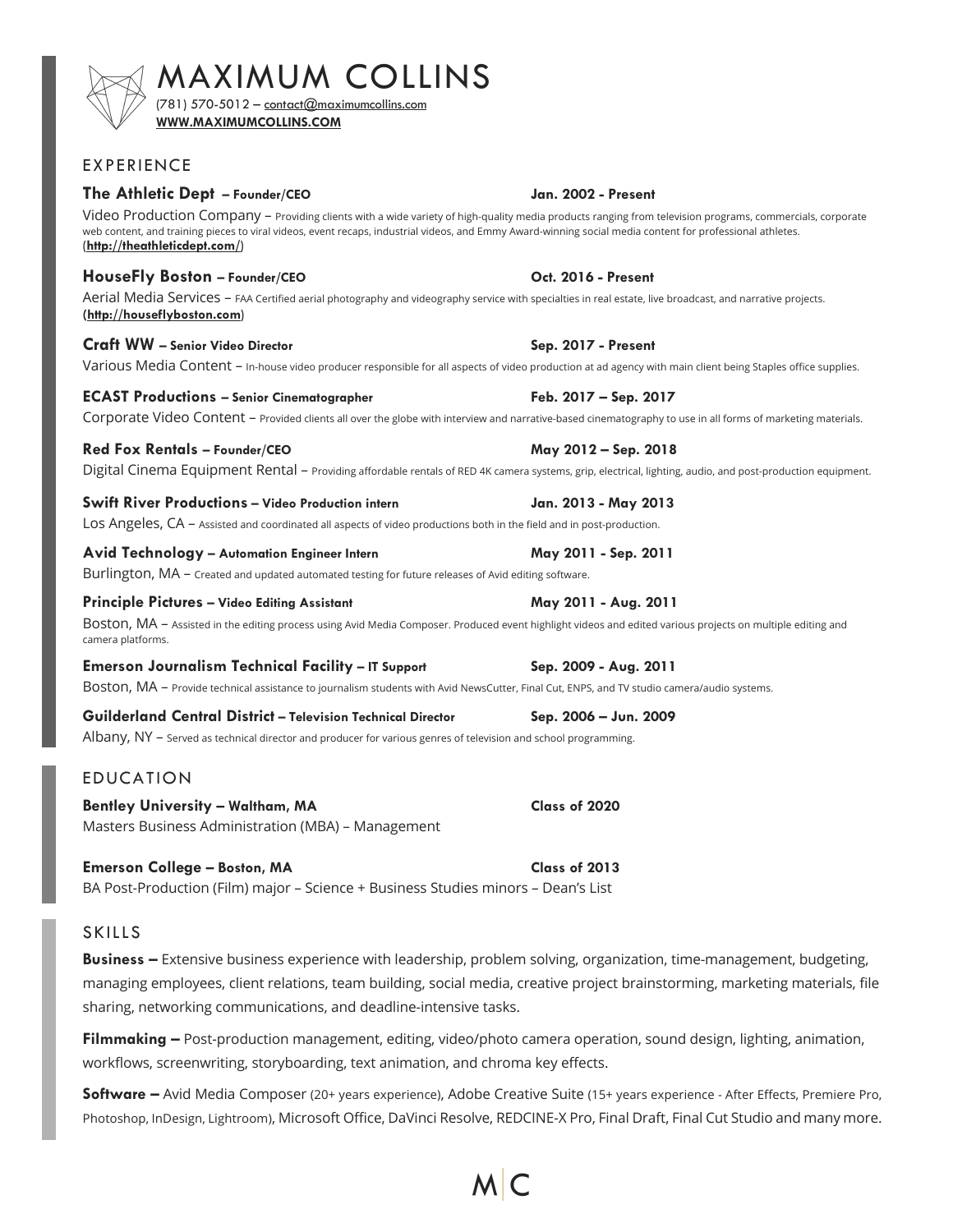# MAXIMUM COLLINS

(781) 570-5012 – contact@maximumcollins.com
**WWW.MAXIMUMCOLLINS.COM**

## EXPERIENCE

**The Athletic Dept – Founder/CEO** **Jan. 2002 - Present**
Video Production Company – Providing clients with a wide variety of high-quality media products ranging from television programs, commercials, corporate web content, and training pieces to viral videos, event recaps, industrial videos, and Emmy Award-winning social media content for professional athletes. (**http://theathleticdept.com/**)

**HouseFly Boston – Founder/CEO** **Oct. 2016 - Present**
Aerial Media Services – FAA Certified aerial photography and videography service with specialties in real estate, live broadcast, and narrative projects. (**http://houseflyboston.com**)

**Craft WW – Senior Video Director** **Sep. 2017 - Present**
Various Media Content – In-house video producer responsible for all aspects of video production at ad agency with main client being Staples office supplies.

**ECAST Productions – Senior Cinematographer** **Feb. 2017 – Sep. 2017**
Corporate Video Content – Provided clients all over the globe with interview and narrative-based cinematography to use in all forms of marketing materials.

**Red Fox Rentals – Founder/CEO** **May 2012 – Sep. 2018**
Digital Cinema Equipment Rental – Providing affordable rentals of RED 4K camera systems, grip, electrical, lighting, audio, and post-production equipment.

**Swift River Productions – Video Production intern** **Jan. 2013 - May 2013**
Los Angeles, CA – Assisted and coordinated all aspects of video productions both in the field and in post-production.

**Avid Technology – Automation Engineer Intern** **May 2011 - Sep. 2011**
Burlington, MA – Created and updated automated testing for future releases of Avid editing software.

**Principle Pictures – Video Editing Assistant** **May 2011 - Aug. 2011**
Boston, MA – Assisted in the editing process using Avid Media Composer. Produced event highlight videos and edited various projects on multiple editing and camera platforms.

**Emerson Journalism Technical Facility – IT Support** **Sep. 2009 - Aug. 2011**
Boston, MA – Provide technical assistance to journalism students with Avid NewsCutter, Final Cut, ENPS, and TV studio camera/audio systems.

**Guilderland Central District – Television Technical Director** **Sep. 2006 – Jun. 2009**
Albany, NY – Served as technical director and producer for various genres of television and school programming.

## EDUCATION

**Bentley University – Waltham, MA** **Class of 2020**
Masters Business Administration (MBA) – Management

**Emerson College – Boston, MA** **Class of 2013**
BA Post-Production (Film) major – Science + Business Studies minors – Dean's List

## SKILLS

**Business –** Extensive business experience with leadership, problem solving, organization, time-management, budgeting, managing employees, client relations, team building, social media, creative project brainstorming, marketing materials, file sharing, networking communications, and deadline-intensive tasks.

**Filmmaking –** Post-production management, editing, video/photo camera operation, sound design, lighting, animation, workflows, screenwriting, storyboarding, text animation, and chroma key effects.

**Software –** Avid Media Composer (20+ years experience), Adobe Creative Suite (15+ years experience - After Effects, Premiere Pro, Photoshop, InDesign, Lightroom), Microsoft Office, DaVinci Resolve, REDCINE-X Pro, Final Draft, Final Cut Studio and many more.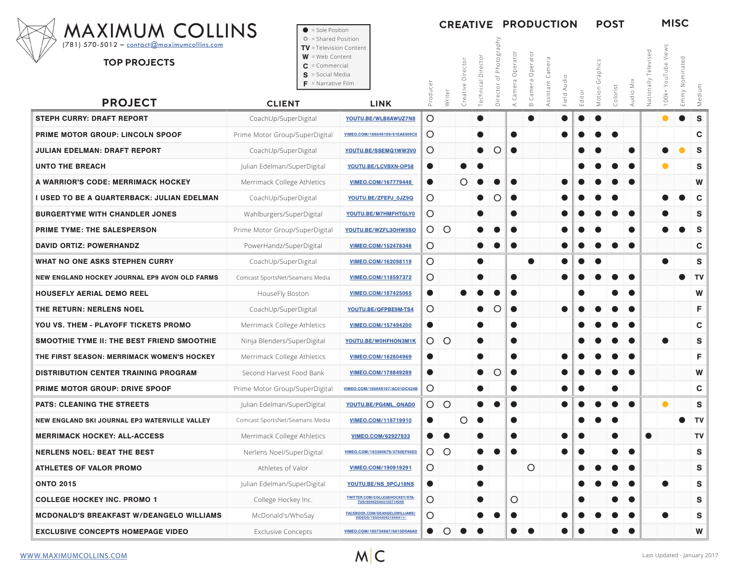# MAXIMUM COLLINS

(781) 570-5012 – contact@maximumcollins.com

## TOP PROJECTS

● = Sole Position
○ = Shared Position
**TV** = Television Content
**W** = Web Content
**C** = Commercial
**S** = Social Media
**F** = Narrative Film

| PROJECT | CLIENT | LINK | CREATIVE | | | | | PRODUCTION | | | | POST | | | | MISC | | | |
|---|---|---|---|---|---|---|---|---|---|---|---|---|---|---|---|---|---|---|---|
| | | | Producer | Writer | Creative Director | Technical Director | Director of Photography | A Camera Operator | B Camera Operator | Assistant Camera | Field Audio | Editor | Motion Graphics | Colorist | Audio Mix | Nationally Televised | 100k+ YouTube Views | Emmy Nominated | Medium |
| STEPH CURRY: DRAFT REPORT | CoachUp/SuperDigital | YOUTU.BE/WLB8AWUZ7N8 | ○ | | | ● | | | ● | | ● | ● | ● | | | | ● | ● | S |
| PRIME MOTOR GROUP: LINCOLN SPOOF | Prime Motor Group/SuperDigital | VIMEO.COM/188849109/61EA8509C8 | ○ | | | ● | | ● | | | ● | ● | ● | ● | | | | | C |
| JULIAN EDELMAN: DRAFT REPORT | CoachUp/SuperDigital | YOUTU.BE/SSEMQ1WW3V0 | ○ | | | ● | ○ | ● | | | | ● | ● | | ● | | ● | ● | S |
| UNTO THE BREACH | Julian Edelman/SuperDigital | YOUTU.BE/LCVBXN-OP58 | ● | | ● | ● | | | | | | ● | ● | ● | ● | | ● | | S |
| A WARRIOR'S CODE: MERRIMACK HOCKEY | Merrimack College Athletics | VIMEO.COM/167779448 | ● | | ○ | ● | ● | ● | | | ● | ● | ● | ● | ● | | | | W |
| I USED TO BE A QUARTERBACK: JULIAN EDELMAN | CoachUp/SuperDigital | YOUTU.BE/ZFEPJ_0JZ9Q | ○ | | | ● | ○ | ● | | | ● | ● | ● | ● | | | ● | ● | C |
| BURGERTYME WITH CHANDLER JONES | Wahlburgers/SuperDigital | YOUTU.BE/M7HMFHTGLY0 | ○ | | | ● | | ● | | | ● | ● | ● | ● | ● | | ● | | S |
| PRIME TYME: THE SALESPERSON | Prime Motor Group/SuperDigital | YOUTU.BE/WZFL3OHW5SO | ○ | ○ | | ● | ● | ● | | | ● | ● | ● | | ● | | ● | ● | S |
| DAVID ORTIZ: POWERHANDZ | PowerHandz/SuperDigital | VIMEO.COM/152478346 | ○ | | | ● | ● | ● | | | ● | ● | ● | ● | ● | | | | C |
| WHAT NO ONE ASKS STEPHEN CURRY | CoachUp/SuperDigital | VIMEO.COM/162098119 | ○ | | | ● | | | ● | | ● | ● | ● | | | | ● | | S |
| NEW ENGLAND HOCKEY JOURNAL EP9 AVON OLD FARMS | Comcast SportsNet/Seamans Media | VIMEO.COM/118597372 | ○ | | | ● | | ● | | | ● | ● | ● | ● | ● | | | ● | TV |
| HOUSEFLY AERIAL DEMO REEL | HouseFly Boston | VIMEO.COM/187425065 | ● | | ● | ● | ● | ● | | | | ● | | ● | ● | | | | W |
| THE RETURN: NERLENS NOEL | CoachUp/SuperDigital | YOUTU.BE/QFPBE9M-TS4 | ○ | | | ● | ○ | ● | | | ● | ● | ● | ● | ● | | | | F |
| YOU VS. THEM - PLAYOFF TICKETS PROMO | Merrimack College Athletics | VIMEO.COM/157494200 | ● | | | ● | | ● | | | | ● | ● | ● | ● | | | | C |
| SMOOTHIE TYME II: THE BEST FRIEND SMOOTHIE | Ninja Blenders/SuperDigital | YOUTU.BE/W0HFHON3M1K | ○ | ○ | | ● | | ● | | | | ● | ● | ● | ● | | ● | | S |
| THE FIRST SEASON: MERRIMACK WOMEN'S HOCKEY | Merrimack College Athletics | VIMEO.COM/162804969 | ● | | | ● | | ● | | | ● | ● | ● | ● | ● | | | | F |
| DISTRIBUTION CENTER TRAINING PROGRAM | Second Harvest Food Bank | VIMEO.COM/178849289 | ● | | | ● | ○ | ● | | | ● | ● | ● | ● | ● | | | | W |
| PRIME MOTOR GROUP: DRIVE SPOOF | Prime Motor Group/SuperDigital | VIMEO.COM/188849107/AC01DC424B | ○ | | | ● | | ● | | | ● | ● | | ● | | | | | C |
| PATS: CLEANING THE STREETS | Julian Edelman/SuperDigital | YOUTU.BE/PG4ML_ONAD0 | ○ | ○ | | ● | ● | ● | | | ● | ● | ● | ● | ● | | ● | | S |
| NEW ENGLAND SKI JOURNAL EP3 WATERVILLE VALLEY | Comcast SportsNet/Seamans Media | VIMEO.COM/118719910 | ● | | ○ | ● | | ● | | | | ● | ● | ● | | | | ● | TV |
| MERRIMACK HOCKEY: ALL-ACCESS | Merrimack College Athletics | VIMEO.COM/62927833 | ● | ● | | ● | | ● | | | ● | ● | | ● | | ● | | | TV |
| NERLENS NOEL: BEAT THE BEST | Nerlens Noel/SuperDigital | VIMEO.COM/183360679/3760EF66E0 | ○ | ○ | | ● | ● | ● | | | ● | ● | | ● | ● | | | | S |
| ATHLETES OF VALOR PROMO | Athletes of Valor | VIMEO.COM/190919291 | ○ | | | ● | | | ○ | | | ● | ● | ● | ● | | | | S |
| ONTO 2015 | Julian Edelman/SuperDigital | YOUTU.BE/NS_9PCJ18NS | ● | | | ● | | | | | | ● | ● | ● | ● | | ● | | S |
| COLLEGE HOCKEY INC. PROMO 1 | College Hockey Inc. | TWITTER.COM/COLLEGEHOCKEY/STATUS/804425443155714048 | ○ | | | ● | | ○ | | | | ● | | ● | ● | | | | S |
| MCDONALD'S BREAKFAST W/DEANGELO WILLIAMS | McDonald's/WhoSay | FACEBOOK.COM/DEANGELOWILLIAMS/VIDEOS/1850440421844411/ | ○ | | | ● | ● | ● | | | ● | ● | ● | ● | ● | | ● | | S |
| EXCLUSIVE CONCEPTS HOMEPAGE VIDEO | Exclusive Concepts | VIMEO.COM/180754887/6815D0A6A0 | ● | ○ | ● | ● | | ● | ● | | ● | ● | | ● | ● | | | | W |

WWW.MAXIMUMCOLLINS.COM

Last Updated - January 2017